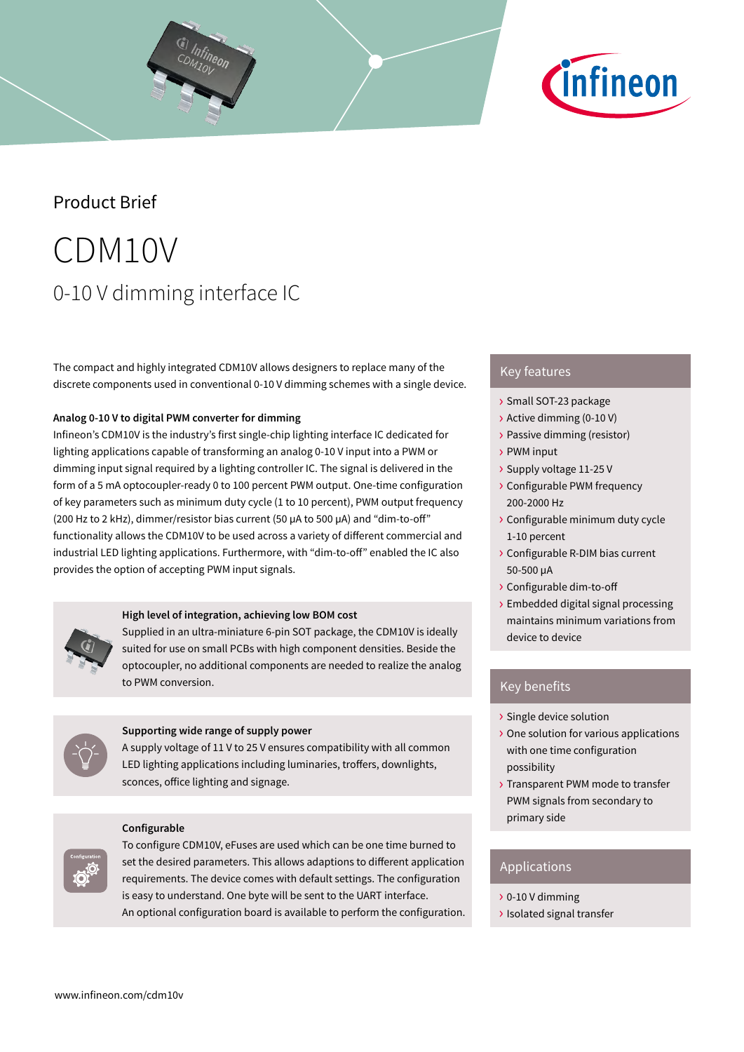Product Brief

# CDM10V

## 0-10 V dimming interface IC

The compact and highly integrated CDM10V allows designers to replace many of the discrete components used in conventional 0-10 V dimming schemes with a single device.

**Analog 0-10 V to digital PWM converter for dimming**

Infineon's CDM10V is the industry's first single-chip lighting interface IC dedicated for lighting applications capable of transforming an analog 0-10 V input into a PWM or dimming input signal required by a lighting controller IC. The signal is delivered in the form of a 5 mA optocoupler-ready 0 to 100 percent PWM output. One-time configuration of key parameters such as minimum duty cycle (1 to 10 percent), PWM output frequency (200 Hz to 2 kHz), dimmer/resistor bias current (50 µA to 500 µA) and "dim-to-off" functionality allows the CDM10V to be used across a variety of different commercial and industrial LED lighting applications. Furthermore, with "dim-to-off" enabled the IC also provides the option of accepting PWM input signals.

**High level of integration, achieving low BOM cost**

Supplied in an ultra-miniature 6-pin SOT package, the CDM10V is ideally suited for use on small PCBs with high component densities. Beside the optocoupler, no additional components are needed to realize the analog to PWM conversion.

**Supporting wide range of supply power**

A supply voltage of 11 V to 25 V ensures compatibility with all common LED lighting applications including luminaries, troffers, downlights, sconces, office lighting and signage.

**Configurable**

To configure CDM10V, eFuses are used which can be one time burned to set the desired parameters. This allows adaptions to different application requirements. The device comes with default settings. The configuration is easy to understand. One byte will be sent to the UART interface. An optional configuration board is available to perform the configuration.

### Key features

- Small SOT-23 package
- Active dimming (0-10 V)
- Passive dimming (resistor)
- PWM input
- Supply voltage 11-25 V
- Configurable PWM frequency 200-2000 Hz
- Configurable minimum duty cycle 1-10 percent
- Configurable R-DIM bias current 50-500 µA
- Configurable dim-to-off
- Embedded digital signal processing maintains minimum variations from device to device

### Key benefits

- Single device solution
- One solution for various applications with one time configuration possibility
- Transparent PWM mode to transfer PWM signals from secondary to primary side

### Applications

- 0-10 V dimming
- Isolated signal transfer

www.infineon.com/cdm10v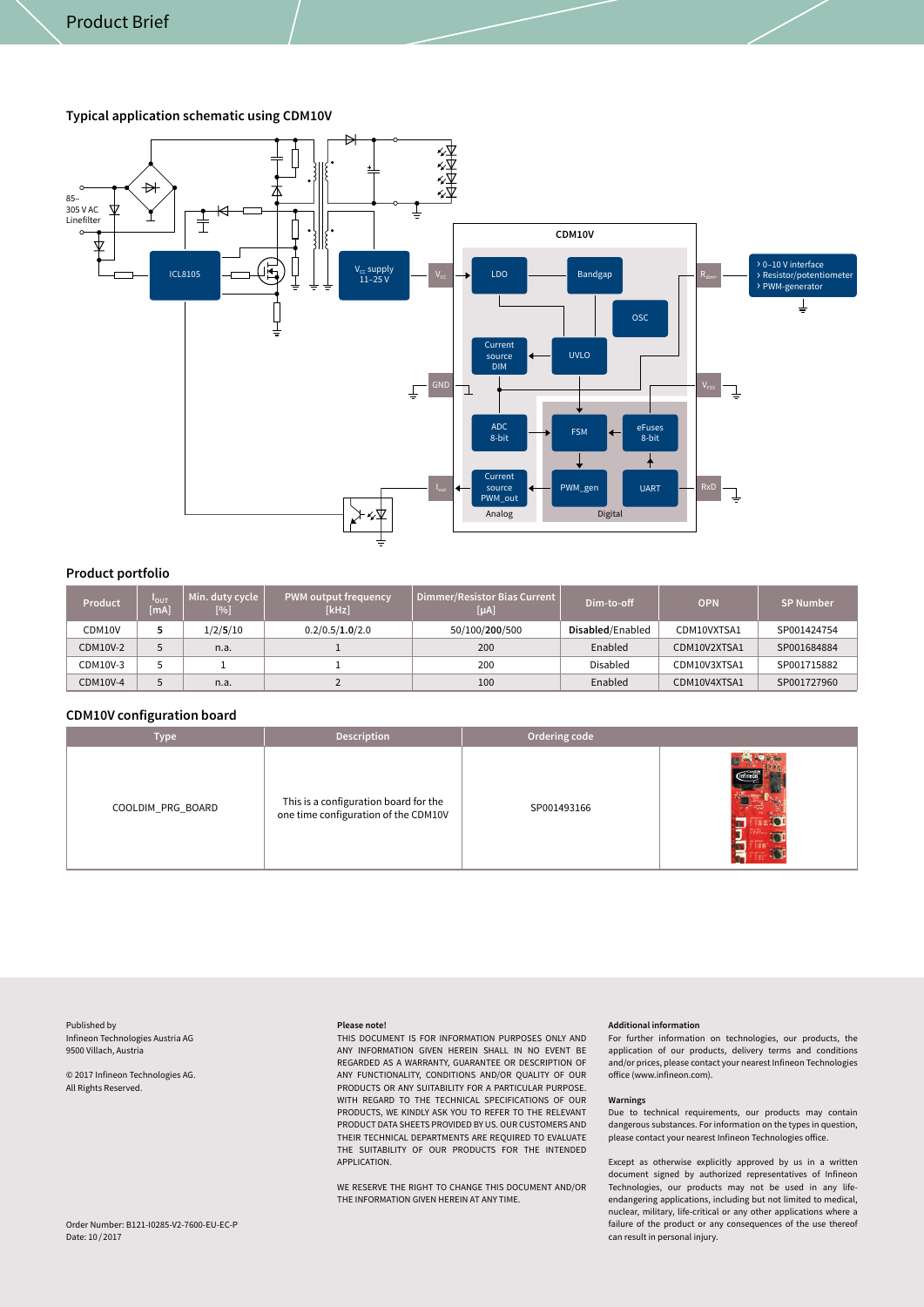## Typical application schematic using CDM10V

85–
305 V AC
Linefilter

ICL8105

$V_{CC}$ supply
11–25 V

CDM10V

$V_{CC}$

LDO

Bandgap

OSC

Current source DIM

UVLO

GND

ADC 8-bit

FSM

eFuses 8-bit

Current source PWM_out

PWM_gen

UART

Analog

Digital

$I_{out}$

$R_{dimr}$

$V_{PSS}$

RxD

› 0–10 V interface
› Resistor/potentiometer
› PWM-generator

## Product portfolio

| Product | $I_{OUT}$ [mA] | Min. duty cycle [%] | PWM output frequency [kHz] | Dimmer/Resistor Bias Current [µA] | Dim-to-off | OPN | SP Number |
|---|---|---|---|---|---|---|---|
| CDM10V | **5** | 1/2/**5**/10 | 0.2/0.5/**1.0**/2.0 | 50/100/**200**/500 | **Disabled**/Enabled | CDM10VXTSA1 | SP001424754 |
| CDM10V-2 | 5 | n.a. | 1 | 200 | Enabled | CDM10V2XTSA1 | SP001684884 |
| CDM10V-3 | 5 | 1 | 1 | 200 | Disabled | CDM10V3XTSA1 | SP001715882 |
| CDM10V-4 | 5 | n.a. | 2 | 100 | Enabled | CDM10V4XTSA1 | SP001727960 |

## CDM10V configuration board

| Type | Description | Ordering code | |
|---|---|---|---|
| COOLDIM_PRG_BOARD | This is a configuration board for the one time configuration of the CDM10V | SP001493166 | |

Published by
Infineon Technologies Austria AG
9500 Villach, Austria

© 2017 Infineon Technologies AG.
All Rights Reserved.

**Please note!**
THIS DOCUMENT IS FOR INFORMATION PURPOSES ONLY AND ANY INFORMATION GIVEN HEREIN SHALL IN NO EVENT BE REGARDED AS A WARRANTY, GUARANTEE OR DESCRIPTION OF ANY FUNCTIONALITY, CONDITIONS AND/OR QUALITY OF OUR PRODUCTS OR ANY SUITABILITY FOR A PARTICULAR PURPOSE. WITH REGARD TO THE TECHNICAL SPECIFICATIONS OF OUR PRODUCTS, WE KINDLY ASK YOU TO REFER TO THE RELEVANT PRODUCT DATA SHEETS PROVIDED BY US. OUR CUSTOMERS AND THEIR TECHNICAL DEPARTMENTS ARE REQUIRED TO EVALUATE THE SUITABILITY OF OUR PRODUCTS FOR THE INTENDED APPLICATION.

WE RESERVE THE RIGHT TO CHANGE THIS DOCUMENT AND/OR THE INFORMATION GIVEN HEREIN AT ANY TIME.

**Additional information**
For further information on technologies, our products, the application of our products, delivery terms and conditions and/or prices, please contact your nearest Infineon Technologies office (www.infineon.com).

**Warnings**
Due to technical requirements, our products may contain dangerous substances. For information on the types in question, please contact your nearest Infineon Technologies office.

Except as otherwise explicitly approved by us in a written document signed by authorized representatives of Infineon Technologies, our products may not be used in any life-endangering applications, including but not limited to medical, nuclear, military, life-critical or any other applications where a failure of the product or any consequences of the use thereof can result in personal injury.

Order Number: B121-I0285-V2-7600-EU-EC-P
Date: 10 / 2017